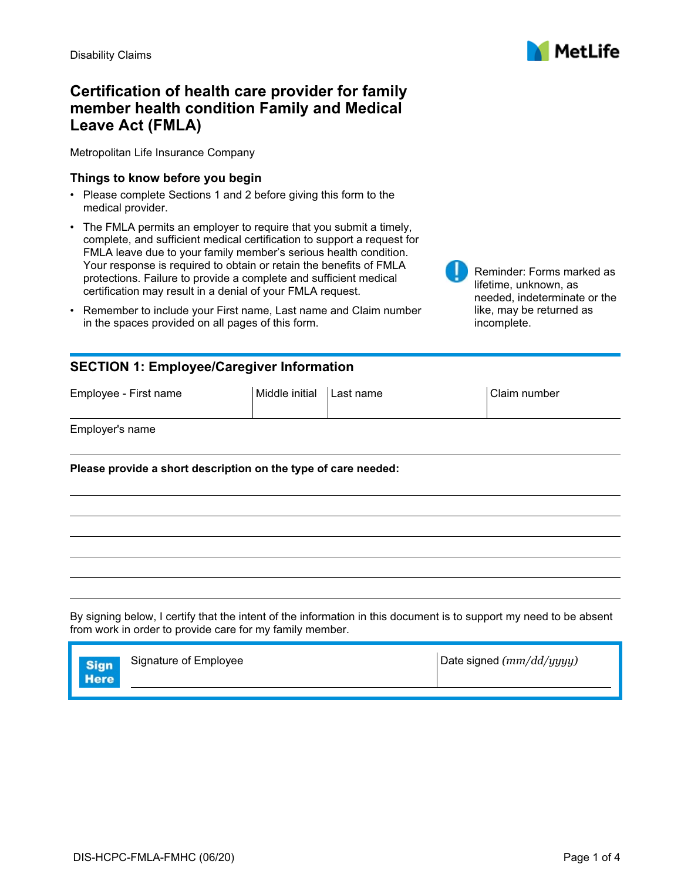Disability Claims

MetLife

# Certification of health care provider for family member health condition Family and Medical Leave Act (FMLA)

Metropolitan Life Insurance Company

### Things to know before you begin

- Please complete Sections 1 and 2 before giving this form to the medical provider.
- The FMLA permits an employer to require that you submit a timely, complete, and sufficient medical certification to support a request for FMLA leave due to your family member's serious health condition. Your response is required to obtain or retain the benefits of FMLA protections. Failure to provide a complete and sufficient medical certification may result in a denial of your FMLA request.
- Remember to include your First name, Last name and Claim number in the spaces provided on all pages of this form.

Reminder: Forms marked as lifetime, unknown, as needed, indeterminate or the like, may be returned as incomplete.

## SECTION 1: Employee/Caregiver Information

| Employee - First name | Middle initial | Last name | Claim number |
|---|---|---|---|
| | | | |

Employer's name

**Please provide a short description on the type of care needed:**

By signing below, I certify that the intent of the information in this document is to support my need to be absent from work in order to provide care for my family member.

| Sign Here | Signature of Employee | Date signed *(mm/dd/yyyy)* |
|---|---|---|
| | | |

DIS-HCPC-FMLA-FMHC (06/20)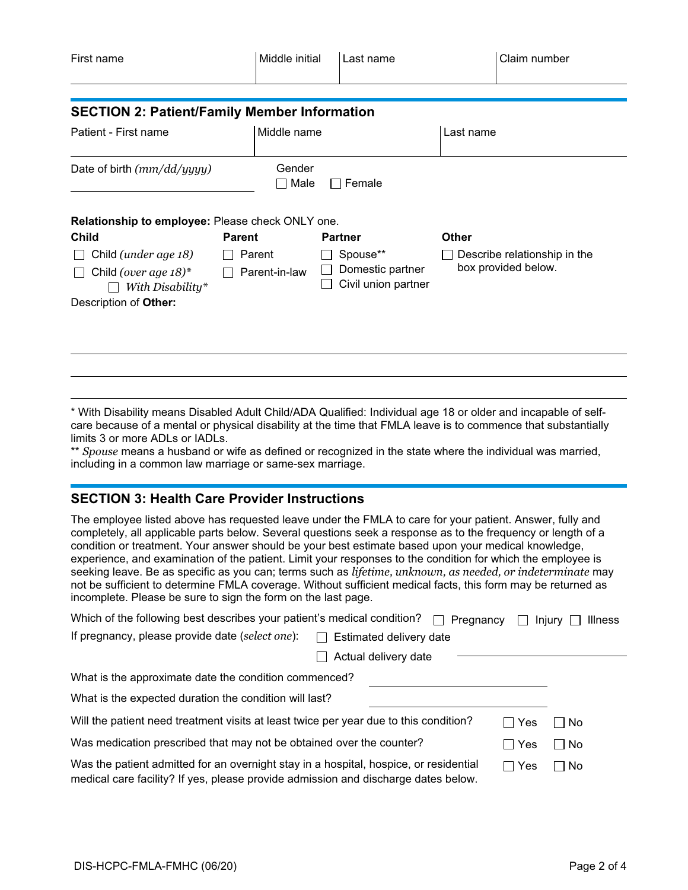| First name | Middle initial | Last name | Claim number |
|---|---|---|---|
| | | | |

## SECTION 2: Patient/Family Member Information

| Patient - First name | Middle name | Last name |
|---|---|---|
| | | |

Date of birth *(mm/dd/yyyy)*

Gender
☐ Male ☐ Female

**Relationship to employee:** Please check ONLY one.

| **Child** | **Parent** | **Partner** | **Other** |
|---|---|---|---|
| ☐ Child *(under age 18)* | ☐ Parent | ☐ Spouse** | ☐ Describe relationship in the box provided below. |
| ☐ Child *(over age 18)** | ☐ Parent-in-law | ☐ Domestic partner | |
| ☐ *With Disability** | | ☐ Civil union partner | |

Description of **Other:**

* With Disability means Disabled Adult Child/ADA Qualified: Individual age 18 or older and incapable of self-care because of a mental or physical disability at the time that FMLA leave is to commence that substantially limits 3 or more ADLs or IADLs.

** *Spouse* means a husband or wife as defined or recognized in the state where the individual was married, including in a common law marriage or same-sex marriage.

## SECTION 3: Health Care Provider Instructions

The employee listed above has requested leave under the FMLA to care for your patient. Answer, fully and completely, all applicable parts below. Several questions seek a response as to the frequency or length of a condition or treatment. Your answer should be your best estimate based upon your medical knowledge, experience, and examination of the patient. Limit your responses to the condition for which the employee is seeking leave. Be as specific as you can; terms such as *lifetime, unknown, as needed, or indeterminate* may not be sufficient to determine FMLA coverage. Without sufficient medical facts, this form may be returned as incomplete. Please be sure to sign the form on the last page.

Which of the following best describes your patient's medical condition? ☐ Pregnancy ☐ Injury ☐ Illness

If pregnancy, please provide date (*select one*): ☐ Estimated delivery date ☐ Actual delivery date ____________

What is the approximate date the condition commenced? ____________

What is the expected duration the condition will last? ____________

Will the patient need treatment visits at least twice per year due to this condition? ☐ Yes ☐ No

Was medication prescribed that may not be obtained over the counter? ☐ Yes ☐ No

Was the patient admitted for an overnight stay in a hospital, hospice, or residential medical care facility? If yes, please provide admission and discharge dates below. ☐ Yes ☐ No

DIS-HCPC-FMLA-FMHC (06/20)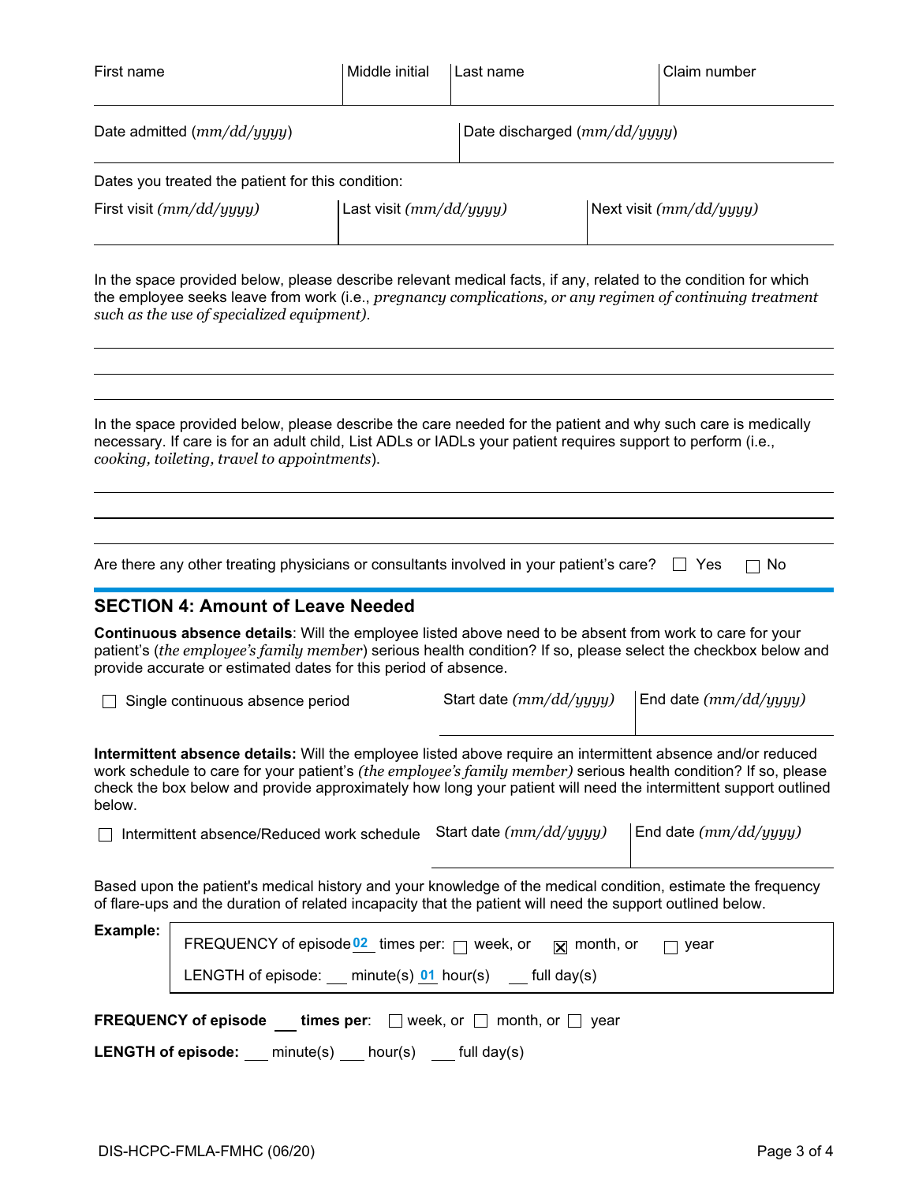| First name | Middle initial | Last name | Claim number |
|---|---|---|---|
| | | | |

| Date admitted *(mm/dd/yyyy)* | Date discharged *(mm/dd/yyyy)* |
|---|---|
| | |

Dates you treated the patient for this condition:

| First visit *(mm/dd/yyyy)* | Last visit *(mm/dd/yyyy)* | Next visit *(mm/dd/yyyy)* |
|---|---|---|
| | | |

In the space provided below, please describe relevant medical facts, if any, related to the condition for which the employee seeks leave from work (i.e., *pregnancy complications, or any regimen of continuing treatment such as the use of specialized equipment).*

___

___

___

In the space provided below, please describe the care needed for the patient and why such care is medically necessary. If care is for an adult child, List ADLs or IADLs your patient requires support to perform (i.e., *cooking, toileting, travel to appointments*).

___

___

___

Are there any other treating physicians or consultants involved in your patient's care? ☐ Yes ☐ No

## SECTION 4: Amount of Leave Needed

**Continuous absence details**: Will the employee listed above need to be absent from work to care for your patient's (*the employee's family member*) serious health condition? If so, please select the checkbox below and provide accurate or estimated dates for this period of absence.

| ☐ Single continuous absence period | Start date *(mm/dd/yyyy)* | End date *(mm/dd/yyyy)* |
|---|---|---|

**Intermittent absence details:** Will the employee listed above require an intermittent absence and/or reduced work schedule to care for your patient's *(the employee's family member)* serious health condition? If so, please check the box below and provide approximately how long your patient will need the intermittent support outlined below.

| ☐ Intermittent absence/Reduced work schedule | Start date *(mm/dd/yyyy)* | End date *(mm/dd/yyyy)* |
|---|---|---|

Based upon the patient's medical history and your knowledge of the medical condition, estimate the frequency of flare-ups and the duration of related incapacity that the patient will need the support outlined below.

**Example:**

FREQUENCY of episode 02 times per: ☐ week, or ☒ month, or ☐ year

LENGTH of episode: ___ minute(s) 01 hour(s) ___ full day(s)

**FREQUENCY of episode** ___ **times per**: ☐ week, or ☐ month, or ☐ year

**LENGTH of episode:** ___ minute(s) ___ hour(s) ___ full day(s)

DIS-HCPC-FMLA-FMHC (06/20)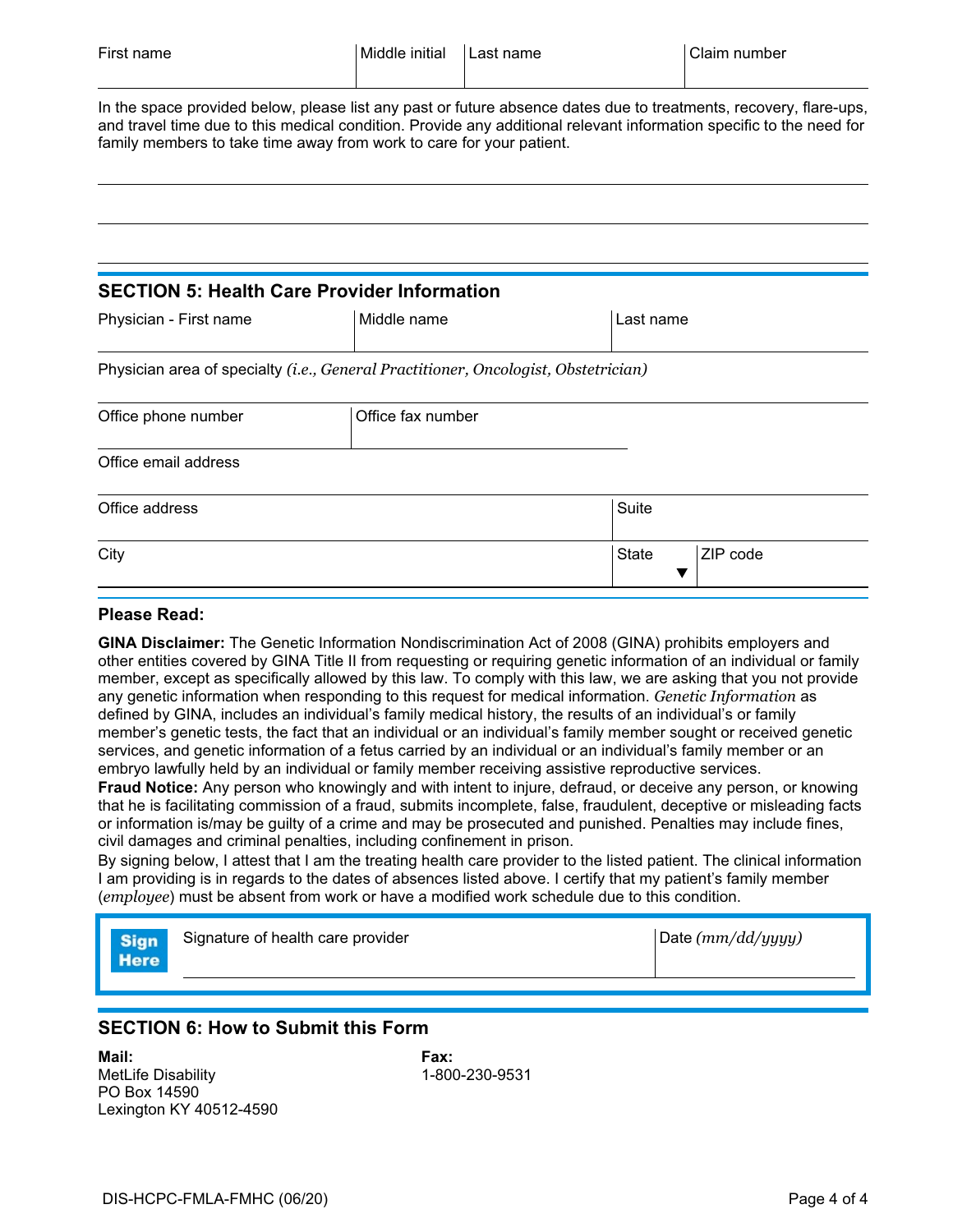| First name | Middle initial | Last name | Claim number |
|---|---|---|---|
| | | | |

In the space provided below, please list any past or future absence dates due to treatments, recovery, flare-ups, and travel time due to this medical condition. Provide any additional relevant information specific to the need for family members to take time away from work to care for your patient.

## SECTION 5: Health Care Provider Information

| Physician - First name | Middle name | Last name |
|---|---|---|
| | | |

Physician area of specialty *(i.e., General Practitioner, Oncologist, Obstetrician)*

| Office phone number | Office fax number |
|---|---|
| | |

Office email address

| Office address | Suite |
|---|---|
| | |

| City | State | ZIP code |
|---|---|---|
| | | |

**Please Read:**

**GINA Disclaimer:** The Genetic Information Nondiscrimination Act of 2008 (GINA) prohibits employers and other entities covered by GINA Title II from requesting or requiring genetic information of an individual or family member, except as specifically allowed by this law. To comply with this law, we are asking that you not provide any genetic information when responding to this request for medical information. *Genetic Information* as defined by GINA, includes an individual's family medical history, the results of an individual's or family member's genetic tests, the fact that an individual or an individual's family member sought or received genetic services, and genetic information of a fetus carried by an individual or an individual's family member or an embryo lawfully held by an individual or family member receiving assistive reproductive services.

**Fraud Notice:** Any person who knowingly and with intent to injure, defraud, or deceive any person, or knowing that he is facilitating commission of a fraud, submits incomplete, false, fraudulent, deceptive or misleading facts or information is/may be guilty of a crime and may be prosecuted and punished. Penalties may include fines, civil damages and criminal penalties, including confinement in prison.

By signing below, I attest that I am the treating health care provider to the listed patient. The clinical information I am providing is in regards to the dates of absences listed above. I certify that my patient's family member (*employee*) must be absent from work or have a modified work schedule due to this condition.

| Sign Here | Signature of health care provider | Date *(mm/dd/yyyy)* |
|---|---|---|
| | | |

## SECTION 6: How to Submit this Form

**Mail:**
MetLife Disability
PO Box 14590
Lexington KY 40512-4590

**Fax:**
1-800-230-9531

DIS-HCPC-FMLA-FMHC (06/20)